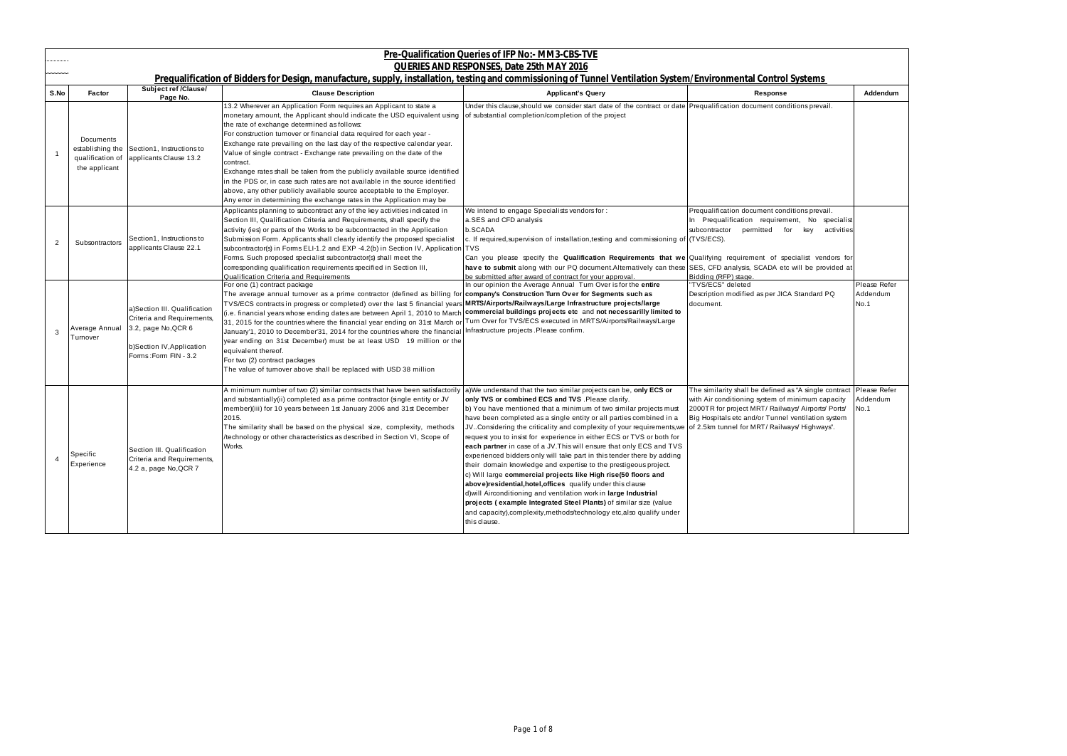## Pre-Qualification Queries of IFP No:- MM3-CBS-TVE

## QUERIES AND RESPONSES, Date 25th MAY 2016

### Prequalification of Bidders for Design, manufacture, supply, installation, testing and commissioning of Tunnel Ventilation System/Environmental Control Systems

| S.No | Factor | Subject ref /Clause/ Page No. | Clause Description | Applicant's Query | Response | Addendum |
|---|---|---|---|---|---|---|
| 1 | Documents establishing the qualification of the applicant | Section1, Instructions to applicants Clause 13.2 | 13.2 Wherever an Application Form requires an Applicant to state a monetary amount, the Applicant should indicate the USD equivalent using the rate of exchange determined as follows: For construction turnover or financial data required for each year - Exchange rate prevailing on the last day of the respective calendar year. Value of single contract - Exchange rate prevailing on the date of the contract. Exchange rates shall be taken from the publicly available source identified in the PDS or, in case such rates are not available in the source identified above, any other publicly available source acceptable to the Employer. Any error in determining the exchange rates in the Application may be | Under this clause,should we consider start date of the contract or date of substantial completion/completion of the project | Prequalification document conditions prevail. | |
| 2 | Subsontractors | Section1, Instructions to applicants Clause 22.1 | Applicants planning to subcontract any of the key activities indicated in Section III, Qualification Criteria and Requirements, shall specify the activity (ies) or parts of the Works to be subcontracted in the Application Submission Form. Applicants shall clearly identify the proposed specialist subcontractor(s) in Forms ELI-1.2 and EXP -4.2(b) in Section IV, Application Forms. Such proposed specialist subcontractor(s) shall meet the corresponding qualification requirements specified in Section III, Qualification Criteria and Requirements | We intend to engage Specialists vendors for : a.SES and CFD analysis b.SCADA c. If required,supervision of installation,testing and commissioning of TVS Can you please specify the **Qualification Requirements that we have to submit** along with our PQ document.Alternatively can these be submitted after award of contract for your approval. | Prequalification document conditions prevail. In Prequalification requirement, No specialist subcontractor permitted for key activities (TVS/ECS). Qualifying requirement of specialist vendors for SES, CFD analysis, SCADA etc will be provided at Bidding (RFP) stage. | |
| 3 | Average Annual Turnover | a)Section III. Qualification Criteria and Requirements, 3.2, page No,QCR 6 b)Section IV,Application Forms:Form FIN - 3.2 | For one (1) contract package The average annual turnover as a prime contractor (defined as billing for TVS/ECS contracts in progress or completed) over the last 5 financial years (i.e. financial years whose ending dates are between April 1, 2010 to March 31, 2015 for the countries where the financial year ending on 31st March or January'1, 2010 to December'31, 2014 for the countries where the financial year ending on 31st December) must be at least USD 19 million or the equivalent thereof. For two (2) contract packages The value of turnover above shall be replaced with USD 38 million | In our opinion the Average Annual Turn Over is for the **entire company's Construction Turn Over for Segments such as MRTS/Airports/Railways/Large Infrastructure projects/large commercial buildings projects etc** and **not necessarilly limited to** Turn Over for TVS/ECS executed in MRTS/Airports/Railways/Large Infrastructure projects.Please confirm. | "TVS/ECS" deleted Description modified as per JICA Standard PQ document. | Please Refer Addendum No.1 |
| 4 | Specific Experience | Section III. Qualification Criteria and Requirements, 4.2 a, page No,QCR 7 | A minimum number of two (2) similar contracts that have been satisfactorily and substantially(ii) completed as a prime contractor (single entity or JV member)(iii) for 10 years between 1st January 2006 and 31st December 2015. The similarity shall be based on the physical size, complexity, methods /technology or other characteristics as described in Section VI, Scope of Works. | a)We understand that the two similar projects can be, **only ECS or only TVS or combined ECS and TVS** .Please clarify. b) You have mentioned that a minimum of two similar projects must have been completed as a single entity or all parties combined in a JV..Considering the criticality and complexity of your requirements,we request you to insist for experience in either ECS or TVS or both for **each partner** in case of a JV.This will ensure that only ECS and TVS experienced bidders only will take part in this tender there by adding their domain knowledge and expertise to the prestigeous project. c) Will large **commercial projects like High rise(50 floors and above)residential,hotel,offices** qualify under this clause d)will Airconditioning and ventilation work in **large Industrial projects ( example Integrated Steel Plants)** of similar size (value and capacity),complexity,methods/technology etc,also qualify under this clause. | The similarity shall be defined as "A single contract with Air conditioning system of minimum capacity 2000TR for project MRT/ Railways/ Airports/ Ports/ Big Hospitals etc and/or Tunnel ventilation system of 2.5km tunnel for MRT/ Railways/ Highways". | Please Refer Addendum No.1 |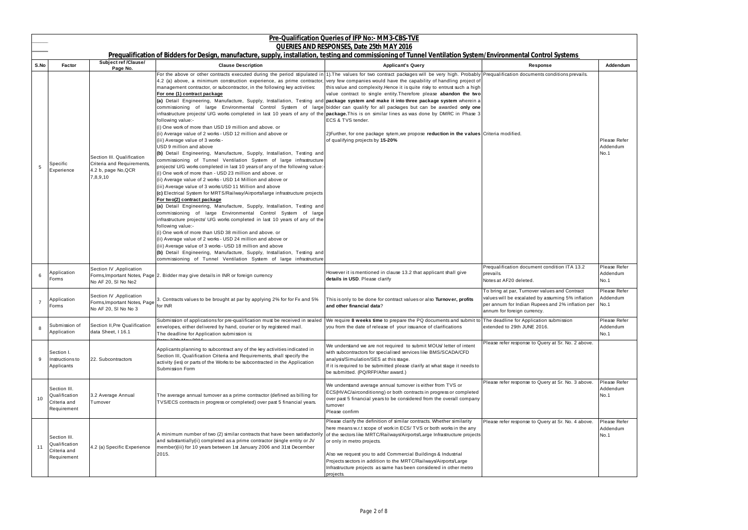**Pre-Qualification Queries of IFP No:- MM3-CBS-TVE**

**QUERIES AND RESPONSES, Date 25th MAY 2016**

**Prequalification of Bidders for Design, manufacture, supply, installation, testing and commissioning of Tunnel Ventilation System/Environmental Control Systems**

| S.No | Factor | Subject ref /Clause/ Page No. | Clause Description | Applicant's Query | Response | Addendum |
|---|---|---|---|---|---|---|
| 5 | Specific Experience | Section III. Qualification Criteria and Requirements, 4.2 b, page No,QCR 7,8,9,10 | For the above or other contracts executed during the period stipulated in 4.2 (a) above, a minimum construction experience, as prime contractor, management contractor, or subcontractor, in the following key activities: **For one (1) contract package** **(a)** Detail Engineering, Manufacture, Supply, Installation, Testing and commissioning of large Environmental Control System of large infrastructure projects/ U/G works completed in last 10 years of any of the following value:- (i) One work of more than USD 19 million and above. or (ii) Average value of 2 works - USD 12 million and above or (iii) Average value of 3 works - USD 9 million and above **(b)** Detail Engineering, Manufacture, Supply, Installation, Testing and commissioning of Tunnel Ventilation System of large infrastructure projects/ U/G works completed in last 10 years of any of the following value:- (i) One work of more than - USD 23 million and above. or (ii) Average value of 2 works - USD 14 Million and above or (iii) Average value of 3 works USD 11 Million and above **(c)** Electrical System for MRTS/Railway/Airports/large infrastructure projects **For two(2) contract package** **(a)** Detail Engineering, Manufacture, Supply, Installation, Testing and commissioning of large Environmental Control System of large infrastructure projects/ U/G works completed in last 10 years of any of the following value:- (i) One work of more than USD 38 million and above. or (ii) Average value of 2 works - USD 24 million and above or (iii) Average value of 3 works - USD 18 million and above **(b)** Detail Engineering, Manufacture, Supply, Installation, Testing and commissioning of Tunnel Ventilation System of large infrastructure | 1).The values for two contract packages will be very high. Probably very few companies would have the capability of handling project of this value and complexity.Hence it is quite risky to entrust such a high value contract to single entity.Therefore please **abandon the two package system and make it into three package system** wherein a bidder can qualify for all packages but can be awarded **only one package.** This is on similar lines as was done by DMRC in Phase 3 ECS & TVS tender. 2)Further, for one package sytem,we propose **reduction in the values** of qualifying projects by **15-20%** | Prequalification documents conditions prevails. Criteria modified. | Please Refer Addendum No.1 |
| 6 | Application Forms | Section IV ,Application Forms,Important Notes, Page No AF 20, Sl No No2 | 2. Bidder may give details in INR or foreign currency | However it is mentioned in clause 13.2 that applicant shall give **details in USD**. Please clarify | Prequalification document condition ITA 13.2 prevails. Notes at AF20 deleted. | Please Refer Addendum No.1 |
| 7 | Application Forms | Section IV ,Application Forms,Important Notes, Page No AF 20, Sl No No 3 | 3. Contracts values to be brought at par by applying 2% for for Fx and 5% for INR | This is only to be done for contract values or also **Turnover, profits and other financial data**? | To bring at par, Turnover values and Contract values will be escalated by assuming 5% inflation per annum for Indian Rupees and 2% inflation per annum for foreign currency. | Please Refer Addendum No.1 |
| 8 | Submission of Application | Section II,Pre Qualification data Sheet, I 16.1 | Submission of applications for pre-qualification must be received in sealed envelopes, either delivered by hand, courier or by registered mail. The deadline for Application submission is: Date: 27th May 2016 | We require **8 weeks time** to prepare the PQ documents and submit to you from the date of release of your issuance of clarifications | The deadline for Application submission extended to 29th JUNE 2016. | Please Refer Addendum No.1 |
| 9 | Section I. Instructions to Applicants | 22. Subcontractors | Applicants planning to subcontract any of the key activities indicated in Section III, Qualification Criteria and Requirements, shall specify the activity (ies) or parts of the Works to be subcontracted in the Application Submission Form | We understand we are not required to submit MOUs/ letter of intent with subcontractors for specialised services like BMS/SCADA/CFD analysis/Simulation/SES at this stage. If it is required to be submitted please clarify at what stage it needs to be submitted. (PQ/RFP/After award.) | Please refer response to Query at Sr. No. 2 above. | |
| 10 | Section III. Qualification Criteria and Requirement | 3.2 Average Annual Turnover | The average annual turnover as a prime contractor (defined as billing for TVS/ECS contracts in progress or completed) over past 5 financial years. | We understand average annual turnover is either from TVS or ECS(HVAC/airconditionng) or both contracts in progress or completed over past 5 financial years to be considered from the overall company turnover Please confirm | Please refer response to Query at Sr. No. 3 above. | Please Refer Addendum No.1 |
| 11 | Section III. Qualification Criteria and Requirement | 4.2 (a) Specific Experience | A minimum number of two (2) similar contracts that have been satisfactorily and substantially(ii) completed as a prime contractor (single entity or JV member)(iii) for 10 years between 1st January 2006 and 31st December 2015. | Please clarify the definition of similar contracts. Whether similarity here means w.r.t scope of work in ECS/ TVS or both works in the any of the sectors like MRTC/Railways/Airports/Large Infrastructure projects or only in metro projects. Also we request you to add Commercial Buildings & Industrial Projects sectors in addition to the MRTC/Railways/Airports/Large Infrastructure projects as same has been considered in other metro projects. | Please refer response to Query at Sr. No. 4 above. | Please Refer Addendum No.1 |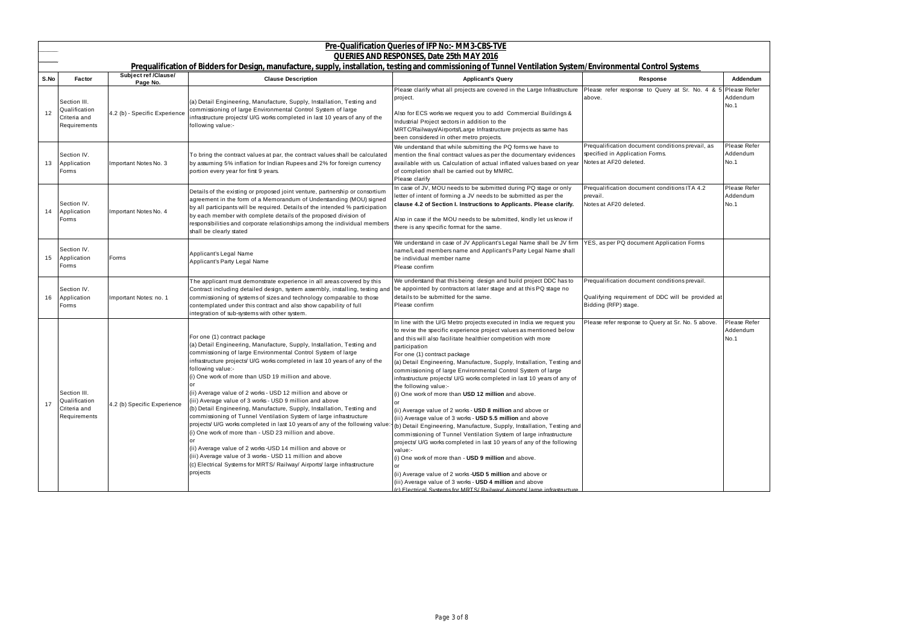# Pre-Qualification Queries of IFP No:- MM3-CBS-TVE

## QUERIES AND RESPONSES, Date 25th MAY 2016

### Prequalification of Bidders for Design, manufacture, supply, installation, testing and commissioning of Tunnel Ventilation System/Environmental Control Systems

| S.No | Factor | Subject ref /Clause/ Page No. | Clause Description | Applicant's Query | Response | Addendum |
|---|---|---|---|---|---|---|
| 12 | Section III. Qualification Criteria and Requirements | 4.2 (b) - Specific Experience | (a) Detail Engineering, Manufacture, Supply, Installation, Testing and commissioning of large Environmental Control System of large infrastructure projects/ U/G works completed in last 10 years of any of the following value:- | Please clarify what all projects are covered in the Large Infrastructure project.<br><br>Also for ECS works we request you to add Commercial Buildings & Industrial Project sectors in addition to the MRTC/Railways/Airports/Large Infrastructure projects as same has been considered in other metro projects. | Please refer response to Query at Sr. No. 4 & 5 above. | Please Refer Addendum No.1 |
| 13 | Section IV. Application Forms | Important Notes No. 3 | To bring the contract values at par, the contract values shall be calculated by assuming 5% inflation for Indian Rupees and 2% for foreign currency portion every year for first 9 years. | We understand that while submitting the PQ forms we have to mention the final contract values as per the documentary evidences available with us. Calculation of actual inflated values based on year of completion shall be carried out by MMRC.<br>Please clarify | Prequalification document conditions prevail, as specified in Application Forms.<br>Notes at AF20 deleted. | Please Refer Addendum No.1 |
| 14 | Section IV. Application Forms | Important Notes No. 4 | Details of the existing or proposed joint venture, partnership or consortium agreement in the form of a Memorandum of Understanding (MOU) signed by all participants will be required. Details of the intended % participation by each member with complete details of the proposed division of responsibilities and corporate relationships among the individual members shall be clearly stated | In case of JV, MOU needs to be submitted during PQ stage or only letter of intent of forming a JV needs to be submitted as per the **clause 4.2 of Section I. Instructions to Applicants. Please clarify.**<br><br>Also in case if the MOU needs to be submitted, kindly let us know if there is any specific format for the same. | Prequalification document conditions ITA 4.2 prevail.<br>Notes at AF20 deleted. | Please Refer Addendum No.1 |
| 15 | Section IV. Application Forms | Forms | Applicant's Legal Name<br>Applicant's Party Legal Name | We understand in case of JV Applicant's Legal Name shall be JV firm name/Lead members name and Applicant's Party Legal Name shall be individual member name<br>Please confirm | YES, as per PQ document Application Forms | |
| 16 | Section IV. Application Forms | Important Notes: no. 1 | The applicant must demonstrate experience in all areas covered by this Contract including detailed design, system assembly, installing, testing and commissioning of systems of sizes and technology comparable to those contemplated under this contract and also show capability of full integration of sub-systems with other system. | We understand that this being design and build project DDC has to be appointed by contractors at later stage and at this PQ stage no details to be submitted for the same.<br>Please confirm | Prequalification document conditions prevail.<br><br>Qualifying requirement of DDC will be provided at Bidding (RFP) stage. | |
| 17 | Section III. Qualification Criteria and Requirements | 4.2 (b) Specific Experience | For one (1) contract package<br>(a) Detail Engineering, Manufacture, Supply, Installation, Testing and commissioning of large Environmental Control System of large infrastructure projects/ U/G works completed in last 10 years of any of the following value:-<br>(i) One work of more than USD 19 million and above.<br>or<br>(ii) Average value of 2 works - USD 12 million and above or<br>(iii) Average value of 3 works - USD 9 million and above<br>(b) Detail Engineering, Manufacture, Supply, Installation, Testing and commissioning of Tunnel Ventilation System of large infrastructure projects/ U/G works completed in last 10 years of any of the following value:-<br>(i) One work of more than - USD 23 million and above.<br>or<br>(ii) Average value of 2 works -USD 14 million and above or<br>(iii) Average value of 3 works - USD 11 million and above<br>(c) Electrical Systems for MRTS/ Railway/ Airports/ large infrastructure projects | In line with the U/G Metro projects executed in India we request you to revise the specific experience project values as mentioned below and this will also facilitate healthier competition with more participation<br>For one (1) contract package<br>(a) Detail Engineering, Manufacture, Supply, Installation, Testing and commissioning of large Environmental Control System of large infrastructure projects/ U/G works completed in last 10 years of any of the following value:-<br>(i) One work of more than **USD 12 million** and above.<br>or<br>(ii) Average value of 2 works - **USD 8 million** and above or<br>(iii) Average value of 3 works - **USD 5.5 million** and above<br>(b) Detail Engineering, Manufacture, Supply, Installation, Testing and commissioning of Tunnel Ventilation System of large infrastructure projects/ U/G works completed in last 10 years of any of the following value:-<br>(i) One work of more than - **USD 9 million** and above.<br>or<br>(ii) Average value of 2 works -**USD 5 million** and above or<br>(iii) Average value of 3 works - **USD 4 million** and above<br>(c) Electrical Systems for MRTS/ Railway/ Airports/ large infrastructure | Please refer response to Query at Sr. No. 5 above. | Please Refer Addendum No.1 |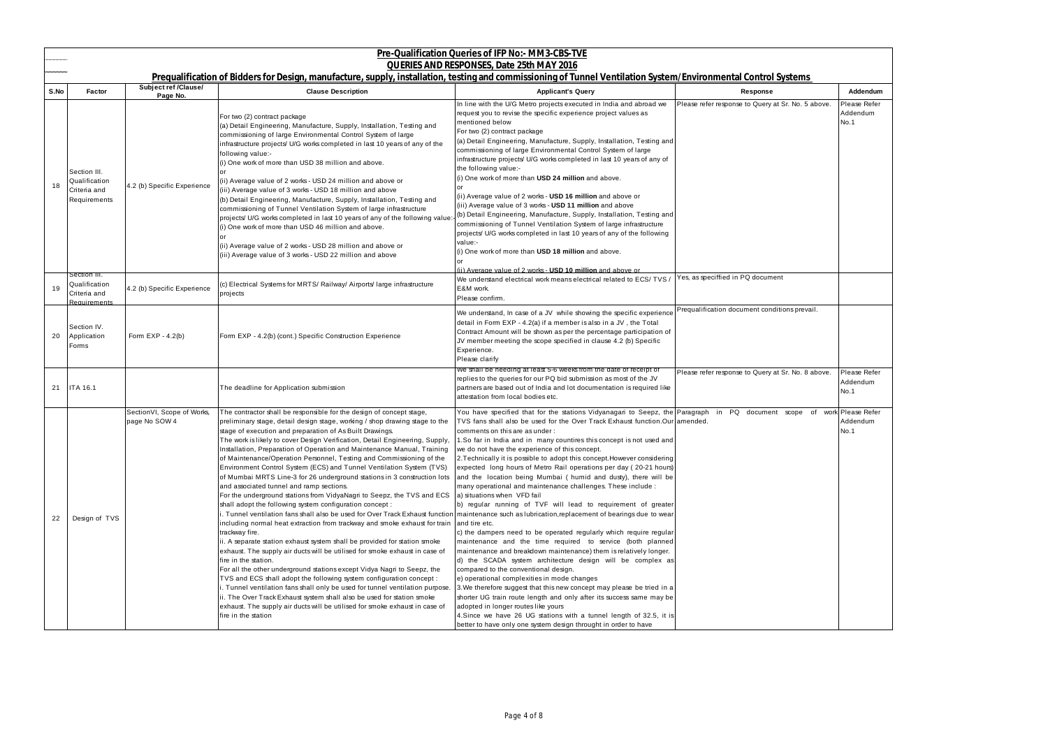## Pre-Qualification Queries of IFP No:- MM3-CBS-TVE

## QUERIES AND RESPONSES, Date 25th MAY 2016

## Prequalification of Bidders for Design, manufacture, supply, installation, testing and commissioning of Tunnel Ventilation System/Environmental Control Systems

| S.No | Factor | Subject ref /Clause/ Page No. | Clause Description | Applicant's Query | Response | Addendum |
|---|---|---|---|---|---|---|
| 18 | Section III. Qualification Criteria and Requirements | 4.2 (b) Specific Experience | For two (2) contract package<br>(a) Detail Engineering, Manufacture, Supply, Installation, Testing and commissioning of large Environmental Control System of large infrastructure projects/ U/G works completed in last 10 years of any of the following value:-<br>(i) One work of more than USD 38 million and above.<br>or<br>(ii) Average value of 2 works - USD 24 million and above or<br>(iii) Average value of 3 works - USD 18 million and above<br>(b) Detail Engineering, Manufacture, Supply, Installation, Testing and commissioning of Tunnel Ventilation System of large infrastructure projects/ U/G works completed in last 10 years of any of the following value:-<br>(i) One work of more than USD 46 million and above.<br>or<br>(ii) Average value of 2 works - USD 28 million and above or<br>(iii) Average value of 3 works - USD 22 million and above | In line with the U/G Metro projects executed in India and abroad we request you to revise the specific experience project values as mentioned below<br>For two (2) contract package<br>(a) Detail Engineering, Manufacture, Supply, Installation, Testing and commissioning of large Environmental Control System of large infrastructure projects/ U/G works completed in last 10 years of any of the following value:-<br>(i) One work of more than **USD 24 million** and above.<br>or<br>(ii) Average value of 2 works - **USD 16 million** and above or<br>(iii) Average value of 3 works - **USD 11 million** and above<br>(b) Detail Engineering, Manufacture, Supply, Installation, Testing and commissioning of Tunnel Ventilation System of large infrastructure projects/ U/G works completed in last 10 years of any of the following value:-<br>(i) One work of more than **USD 18 million** and above.<br>or<br>(ii) Average value of 2 works - **USD 10 million** and above or | Please refer response to Query at Sr. No. 5 above. | Please Refer Addendum No.1 |
| 19 | Section III. Qualification Criteria and Requirements | 4.2 (b) Specific Experience | (c) Electrical Systems for MRTS/ Railway/ Airports/ large infrastructure projects | We understand electrical work means electrical related to ECS/ TVS / E&M work.<br>Please confirm. | Yes, as speciffied in PQ document | |
| 20 | Section IV. Application Forms | Form EXP - 4.2(b) | Form EXP - 4.2(b) (cont.) Specific Construction Experience | We understand, In case of a JV while showing the specific experience detail in Form EXP - 4.2(a) if a member is also in a JV , the Total Contract Amount will be shown as per the percentage participation of JV member meeting the scope specified in clause 4.2 (b) Specific Experience.<br>Please clarify | Prequalification document conditions prevail. | |
| 21 | ITA 16.1 | | The deadline for Application submission | We shall be needing at least 5-6 weeks from the date of receipt of replies to the queries for our PQ bid submission as most of the JV partners are based out of India and lot documentation is required like attestation from local bodies etc. | Please refer response to Query at Sr. No. 8 above. | Please Refer Addendum No.1 |
| 22 | Design of TVS | SectionVI, Scope of Works, page No SOW 4 | The contractor shall be responsible for the design of concept stage, preliminary stage, detail design stage, working / shop drawing stage to the stage of execution and preparation of As Built Drawings.<br>The work is likely to cover Design Verification, Detail Engineering, Supply, Installation, Preparation of Operation and Maintenance Manual, Training of Maintenance/Operation Personnel, Testing and Commissioning of the Environment Control System (ECS) and Tunnel Ventilation System (TVS) of Mumbai MRTS Line-3 for 26 underground stations in 3 construction lots and associated tunnel and ramp sections.<br>For the underground stations from VidyaNagri to Seepz, the TVS and ECS shall adopt the following system configuration concept :<br>i. Tunnel ventilation fans shall also be used for Over Track Exhaust function including normal heat extraction from trackway and smoke exhaust for train trackway fire.<br>ii. A separate station exhaust system shall be provided for station smoke exhaust. The supply air ducts will be utilised for smoke exhaust in case of fire in the station.<br>For all the other underground stations except Vidya Nagri to Seepz, the TVS and ECS shall adopt the following system configuration concept :<br>i. Tunnel ventilation fans shall only be used for tunnel ventilation purpose.<br>ii. The Over Track Exhaust system shall also be used for station smoke exhaust. The supply air ducts will be utilised for smoke exhaust in case of fire in the station | You have specified that for the stations Vidyanagari to Seepz, the TVS fans shall also be used for the Over Track Exhaust function.Our comments on this are as under :<br>1.So far in India and in many countires this concept is not used and we do not have the experience of this concept.<br>2.Technically it is possible to adopt this concept.However considering expected long hours of Metro Rail operations per day ( 20-21 hours) and the location being Mumbai ( humid and dusty), there will be many operational and maintenance challenges. These include :<br>a) situations when VFD fail<br>b) regular running of TVF will lead to requirement of greater maintenance such as lubrication,replacement of bearings due to wear and tire etc.<br>c) the dampers need to be operated regularly which require regular maintenance and the time required to service (both planned maintenance and breakdown maintenance) them is relatively longer.<br>d) the SCADA system architecture design will be complex as compared to the conventional design.<br>e) operational complexities in mode changes<br>3.We therefore suggest that this new concept may please be tried in a shorter UG train route length and only after its success same may be adopted in longer routes like yours<br>4.Since we have 26 UG stations with a tunnel length of 32.5, it is better to have only one system design throught in order to have | Paragraph in PQ document scope of work amended. | Please Refer Addendum No.1 |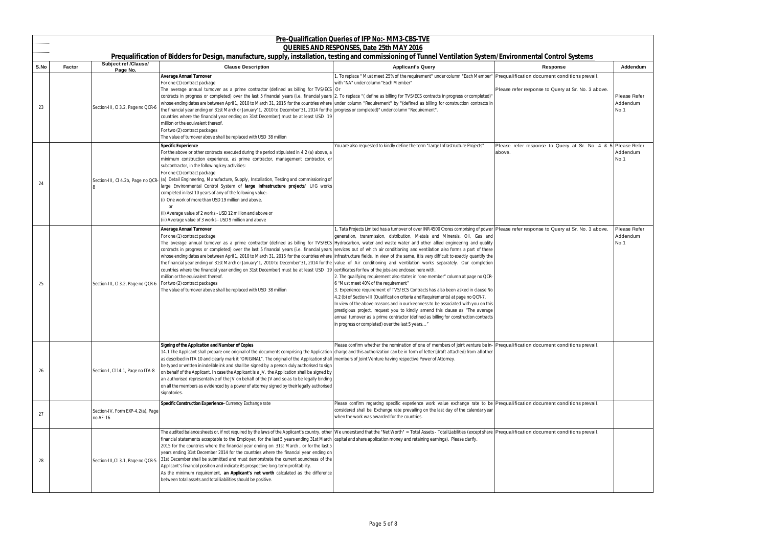## Pre-Qualification Queries of IFP No:- MM3-CBS-TVE

### QUERIES AND RESPONSES, Date 25th MAY 2016

### Prequalification of Bidders for Design, manufacture, supply, installation, testing and commissioning of Tunnel Ventilation System/Environmental Control Systems

| S.No | Factor | Subject ref /Clause/ Page No. | Clause Description | Applicant's Query | Response | Addendum |
|---|---|---|---|---|---|---|
| 23 | | Section-III, Cl 3.2, Page no QCR-6 | **Average Annual Turnover**<br>For one (1) contract package<br>The average annual turnover as a prime contractor (defined as billing for TVS/ECS contracts in progress or completed) over the last 5 financial years (i.e. financial years whose ending dates are between April 1, 2010 to March 31, 2015 for the countries where the financial year ending on 31st March or January'1, 2010 to December'31, 2014 for the countries where the financial year ending on 31st December) must be at least USD 19 million or the equivalent thereof.<br>For two (2) contract packages<br>The value of turnover above shall be replaced with USD 38 million | 1. To replace " Must meet 25% of the requirement" under column "Each Member" with "NA" under column "Each Member"<br>Or<br>2. To replace "( define as billing for TVS/ECS contracts in progress or completed)" under column "Requirement" by "(defined as billing for construction contracts in progress or completed)" under column "Requirement". | Prequalification document conditions prevail.<br><br>Please refer response to Query at Sr. No. 3 above. | Please Refer Addendum No.1 |
| 24 | | Section-III, Cl 4.2b, Page no QCR-8 | **Specific Experience**<br>For the above or other contracts executed during the period stipulated in 4.2 (a) above, a minimum construction experience, as prime contractor, management contractor, or subcontractor, in the following key activities:<br>For one (1) contract package<br>(a) Detail Engineering, Manufacture, Supply, Installation, Testing and commissioning of large Environmental Control System of **large infrastructure projects**/ U/G works completed in last 10 years of any of the following value:-<br>(i) One work of more than USD 19 million and above.<br>or<br>(ii) Average value of 2 works - USD 12 million and above or<br>(iii) Average value of 3 works - USD 9 million and above | You are also requested to kindly define the term "Large Infrastructure Projects" | Please refer response to Query at Sr. No. 4 & 5 above. | Please Refer Addendum No.1 |
| 25 | | Section-III, Cl 3.2, Page no QCR-6 | **Average Annual Turnover**<br>For one (1) contract package<br>The average annual turnover as a prime contractor (defined as billing for TVS/ECS contracts in progress or completed) over the last 5 financial years (i.e. financial years whose ending dates are between April 1, 2010 to March 31, 2015 for the countries where the financial year ending on 31st March or January'1, 2010 to December'31, 2014 for the countries where the financial year ending on 31st December) must be at least USD 19 million or the equivalent thereof.<br>For two (2) contract packages<br>The value of turnover above shall be replaced with USD 38 million | 1. Tata Projects Limited has a turnover of over INR 4500 Crores comprising of power generation, transmission, distribution, Metals and Minerals, Oil, Gas and Hydrocarbon, water and waste water and other allied engineering and quality services out of which air conditioning and ventilation also forms a part of these infrastructure fields. In view of the same, it is very difficult to exactly quantify the value of Air conditioning and ventilation works separately. Our completion certificates for few of the jobs are enclosed here with.<br>2. The qualifying requirement also states in "one member" column at page no QCR-6 "Must meet 40% of the requirement"<br>3. Experience requirement of TVS/ECS Contracts has also been asked in clause No 4.2 (b) of Section-III (Qualification criteria and Requirements) at page no QCR-7.<br>In view of the above reasons and in our keenness to be associated with you on this prestigious project, request you to kindly amend this clause as "The average annual turnover as a prime contractor (defined as billing for construction contracts in progress or completed) over the last 5 years…" | Please refer response to Query at Sr. No. 3 above. | Please Refer Addendum No.1 |
| 26 | | Section-I, Cl 14.1, Page no ITA-8 | **Signing of the Application and Number of Copies**<br>14.1 The Applicant shall prepare one original of the documents comprising the Application as described in ITA 10 and clearly mark it "ORIGINAL". The original of the Application shall be typed or written in indelible ink and shall be signed by a person duly authorised to sign on behalf of the Applicant. In case the Applicant is a JV, the Application shall be signed by an authorised representative of the JV on behalf of the JV and so as to be legally binding on all the members as evidenced by a power of attorney signed by their legally authorised signatories. | Please confirm whether the nomination of one of members of joint venture be in-charge and this authorization can be in form of letter (draft attached) from all other members of Joint Venture having respective Power of Attorney. | Prequalification document conditions prevail. | |
| 27 | | Section-IV, Form EXP-4.2(a), Page no AF-16 | **Specific Construction Experience-** Currency Exchange rate | Please confirm regardng specific experience work value exchange rate to be considered shall be Exchange rate prevailing on the last day of the calendar year when the work was awarded for the countries. | Prequalification document conditions prevail. | |
| 28 | | Section-III,Cl 3.1, Page no QCR-5 | The audited balance sheets or, if not required by the laws of the Applicant's country, other financial statements acceptable to the Employer, for the last 5 years ending 31st March 2015 for the countries where the financial year ending on 31st March , or for the last 5 years ending 31st December 2014 for the countries where the financial year ending on 31st December shall be submitted and must demonstrate the current soundness of the Applicant's financial position and indicate its prospective long-term profitability.<br>As the minimum requirement, **an Applicant's net worth** calculated as the difference between total assets and total liabilities should be positive. | We understand that the "Net Worth" = Total Assets - Total Liabilities (except share capital and share application money and retaining earnings). Please clarify. | Prequalification document conditions prevail. | |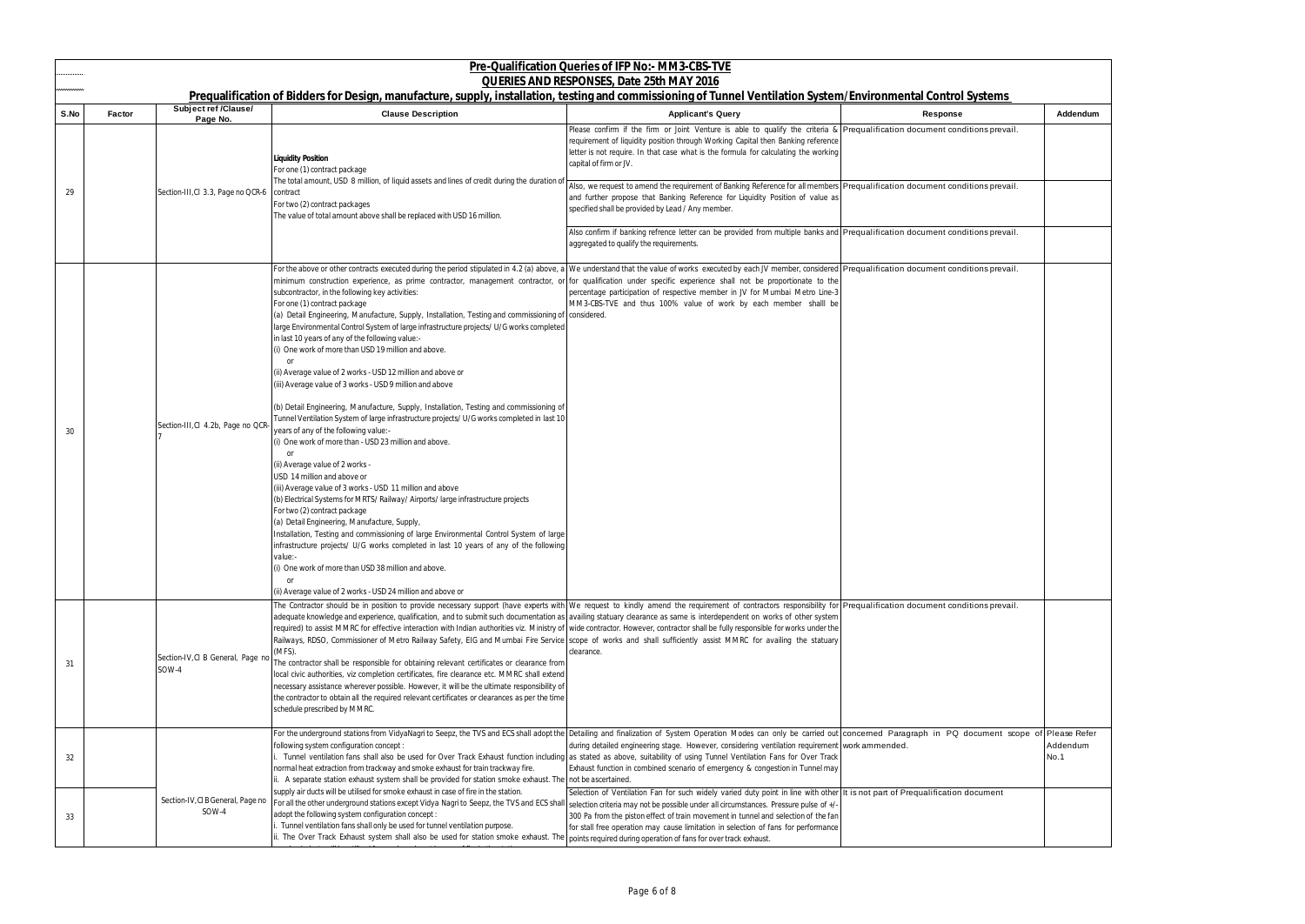## Pre-Qualification Queries of IFP No:- MM3-CBS-TVE

### QUERIES AND RESPONSES, Date 25th MAY 2016

### Prequalification of Bidders for Design, manufacture, supply, installation, testing and commissioning of Tunnel Ventilation System/Environmental Control Systems

| S.No | Factor | Subject ref /Clause/ Page No. | Clause Description | Applicant's Query | Response | Addendum |
|---|---|---|---|---|---|---|
| 29 | | Section-III, Cl 3.3, Page no QCR-6 | **Liquidity Position**<br>For one (1) contract package<br>The total amount, USD 8 million, of liquid assets and lines of credit during the duration of contract<br>For two (2) contract packages<br>The value of total amount above shall be replaced with USD 16 million. | Please confirm if the firm or Joint Venture is able to qualify the criteria & requirement of liquidity position through Working Capital then Banking reference letter is not require. In that case what is the formula for calculating the working capital of firm or JV. | Prequalification document conditions prevail. | |
| | | | | Also, we request to amend the requirement of Banking Reference for all members and further propose that Banking Reference for Liquidity Position of value as specified shall be provided by Lead / Any member. | Prequalification document conditions prevail. | |
| | | | | Also confirm if banking refrence letter can be provided from multiple banks and aggregated to qualify the requirements. | Prequalification document conditions prevail. | |
| 30 | | Section-III, Cl 4.2b, Page no QCR-7 | For the above or other contracts executed during the period stipulated in 4.2 (a) above, a minimum construction experience, as prime contractor, management contractor, or subcontractor, in the following key activities:<br>For one (1) contract package<br>(a) Detail Engineering, Manufacture, Supply, Installation, Testing and commissioning of large Environmental Control System of large infrastructure projects/ U/G works completed in last 10 years of any of the following value:-<br>(i) One work of more than USD 19 million and above.<br>or<br>(ii) Average value of 2 works - USD 12 million and above or<br>(iii) Average value of 3 works - USD 9 million and above<br><br>(b) Detail Engineering, Manufacture, Supply, Installation, Testing and commissioning of Tunnel Ventilation System of large infrastructure projects/ U/G works completed in last 10 years of any of the following value:-<br>(i) One work of more than - USD 23 million and above.<br>or<br>(ii) Average value of 2 works -<br>USD 14 million and above or<br>(iii) Average value of 3 works - USD 11 million and above<br>(b) Electrical Systems for MRTS/ Railway/ Airports/ large infrastructure projects<br>For two (2) contract package<br>(a) Detail Engineering, Manufacture, Supply,<br>Installation, Testing and commissioning of large Environmental Control System of large infrastructure projects/ U/G works completed in last 10 years of any of the following value:-<br>(i) One work of more than USD 38 million and above.<br>or<br>(ii) Average value of 2 works - USD 24 million and above or | We understand that the value of works executed by each JV member, considered for qualification under specific experience shall not be proportionate to the percentage participation of respective member in JV for Mumbai Metro Line-3 MM3-CBS-TVE and thus 100% value of work by each member shalll be considered. | Prequalification document conditions prevail. | |
| 31 | | Section-IV, Cl B General, Page no SOW-4 | The Contractor should be in position to provide necessary support (have experts with adequate knowledge and experience, qualification, and to submit such documentation as required) to assist MMRC for effective interaction with Indian authorities viz. Ministry of Railways, RDSO, Commissioner of Metro Railway Safety, EIG and Mumbai Fire Service (MFS).<br>The contractor shall be responsible for obtaining relevant certificates or clearance from local civic authorities, viz completion certificates, fire clearance etc. MMRC shall extend necessary assistance wherever possible. However, it will be the ultimate responsibility of the contractor to obtain all the required relevant certificates or clearances as per the time schedule prescribed by MMRC. | We request to kindly amend the requirement of contractors responsibility for availing statuary clearance as same is interdependent on works of other system wide contractor. However, contractor shall be fully responsible for works under the scope of works and shall sufficiently assist MMRC for availing the statuary clearance. | Prequalification document conditions prevail. | |
| 32 | | Section-IV, Cl B General, Page no SOW-4 | For the underground stations from VidyaNagri to Seepz, the TVS and ECS shall adopt the following system configuration concept :<br>i. Tunnel ventilation fans shall also be used for Over Track Exhaust function including normal heat extraction from trackway and smoke exhaust for train trackway fire.<br>ii. A separate station exhaust system shall be provided for station smoke exhaust. The supply air ducts will be utilised for smoke exhaust in case of fire in the station. | Detailing and finalization of System Operation Modes can only be carried out during detailed engineering stage. However, considering ventilation requirement as stated as above, suitability of using Tunnel Ventilation Fans for Over Track Exhaust function in combined scenario of emergency & congestion in Tunnel may not be ascertained. | concerned Paragraph in PQ document scope of work ammended. | Please Refer Addendum No.1 |
| 33 | | | For all the other underground stations except Vidya Nagri to Seepz, the TVS and ECS shall adopt the following system configuration concept :<br>i. Tunnel ventilation fans shall only be used for tunnel ventilation purpose.<br>ii. The Over Track Exhaust system shall also be used for station smoke exhaust. The | Selection of Ventilation Fan for such widely varied duty point in line with other selection criteria may not be possible under all circumstances. Pressure pulse of +/- 300 Pa from the piston effect of train movement in tunnel and selection of the fan for stall free operation may cause limitation in selection of fans for performance points required during operation of fans for over track exhaust. | It is not part of Prequalification document | |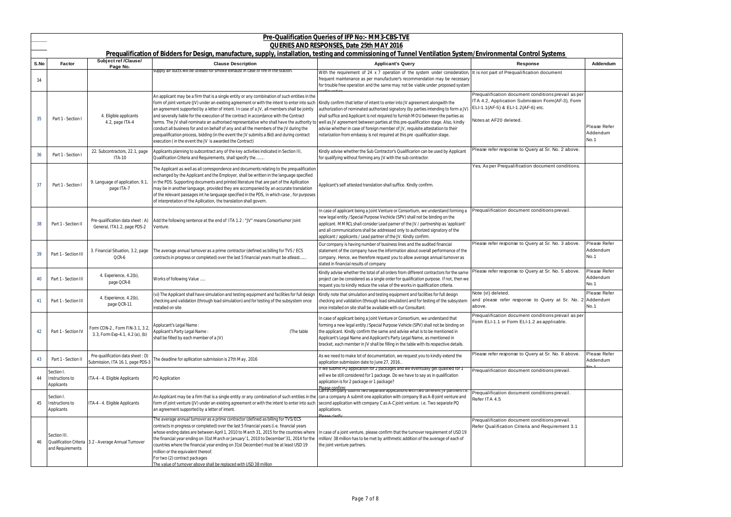## Pre-Qualification Queries of IFP No:- MM3-CBS-TVE

## QUERIES AND RESPONSES, Date 25th MAY 2016

## Prequalification of Bidders for Design, manufacture, supply, installation, testing and commissioning of Tunnel Ventilation System/Environmental Control Systems

| S.No | Factor | Subject ref /Clause/ Page No. | Clause Description | Applicant's Query | Response | Addendum |
|---|---|---|---|---|---|---|
| 34 | | | supply air ducts will be utilised for smoke exhaust in case of fire in the station. | With the requirement of 24 x 7 operation of the system under consideration, frequent maintenance as per manufacturer's recommendation may be necessary for trouble free operation and the same may not be viable under proposed system configuration | It is not part of Prequalification document | |
| 35 | Part 1 - Section I | 4. Eligible applicants 4.2, page ITA-4 | An applicant may be a firm that is a single entity or any combination of such entities in the form of joint venture (JV) under an existing agreement or with the intent to enter into such an agreement supported by a letter of intent. In case of a JV, all members shall be jointly and severally liable for the execution of the contract in accordance with the Contract terms. The JV shall nominate an authorised representative who shall have the authority to conduct all business for and on behalf of any and all the members of the JV during the prequalification process, bidding (in the event the JV submits a Bid) and during contract execution ( in the event the JV is awarded the Contract) | Kindly confirm that letter of intent to enter into JV agreement alongwith the authorization of nominated authorized signatory (by parties intending to form a JV) shall suffice and Applicant is not required to furnish MOU between the parties as well as JV agreement between parties at this pre-qualification stage. Also, kindly advise whether in case of foreign member of JV, requisite attestation to their notarization from embassy is not required at this pre -qualification stage. | Prequalification document conditions prevail as per ITA 4.2, Application Submission Form(AF-3), Form ELI-1.1(AF-5) & ELI-1.2(AF-6) etc.<br><br>Notes at AF20 deleted. | Please Refer Addendum No.1 |
| 36 | Part 1 - Section I | 22. Subcontractors, 22.1, page ITA-10 | Applicants planning to subcontract any of the key activities indicated in Section III, Qualification Criteria and Requirements, shall specify the…….. | Kindly advise whether the Sub Contractor's Qualificarion can be used by Applicant for qualifying without forming any JV with the sub contractor. | Please refer response to Query at Sr. No. 2 above. | |
| 37 | Part 1 - Section I | 9. Language of application, 9.1, page ITA-7 | The Applicant as well as all correspondence and documents relating to the prequalification exchanged by the Applicant and the Employer, shall be written in the language specified in the PDS. Supporting documents and printed literature that are part of the Apllication may be in another language, provided they are accompanied by an accurate translation of the relevant passages int he language specified in the PDS, in which case , for purposes of interpretation of the Apllication, the translation shall govern. | Applicant's self attested translation shall suffice. Kindly confirm. | Yes, As per Prequalification document conditions. | |
| 38 | Part 1 - Section II | Pre-qualification data sheet : A) General, ITA1.2, page PDS-2 | Add the following sentence at the end of ITA 1.2 : "JV" means Consortiumor Joint Venture. | In case of applicant being a Joint Venture or Consortium, we understand forming a new legal entity /Special Purpose Vechicle (SPV) shall not be binding on the applicant. MMRCL shall consider Lead parner of the JV / partnership as 'applicant' and all communications shall be addressed only to authorized signatory of the applicant / applicants / Lead partner of the JV. Kindly confirm. | Prequalification document conditions prevail. | |
| 39 | Part 1 - Section III | 3. Financial Situation, 3.2, page QCR-6 | The average annual turnover as a prime contractor (defined as billing for TVS / ECS contracts in progress or completed) over the last 5 financial years must be atleast…... | Our company is having number of business lines and the audited financial statement of the company have the information about overall performance of the company. Hence, we therefore request you to allow average annual turnover as stated in financial results of company | Please refer response to Query at Sr. No. 3 above. | Please Refer Addendum No.1 |
| 40 | Part 1 - Section III | 4. Experience, 4.2(b), page QCR-8 | Works of following Value …. | Kindly advise whether the total of all orders from different contractors for the same project can be considered as a single order for qualification purpose. If not, then we request you to kindly reduce the value of the works in qualification criteria. | Please refer response to Query at Sr. No. 5 above. | Please Refer Addendum No.1 |
| 41 | Part 1 - Section III | 4. Experience, 4.2(b), page QCR-11 | (vi) The Applicant shall have simulation and testing equipment and facilities for full design checking and validation (through load simulation) and for testing of the subsystem once installed on site | Kindly note that simulation and testing equipment and facilities for full design checking and validation (through load simulation) and for testing of the subsystem once installed on site shall be available with our Consultant. | Note (vi) deleted.<br>and please refer response to Query at Sr. No. 2 above. | Please Refer Addendum No.1 |
| 42 | Part 1 - Section IV | Form CON-2., Form FIN-3.1, 3.2, 3.3, Form Exp-4.1, 4.2 (a), (b) | Applucant's Legal Name :<br>Applicant's Party Legal Name : (The table shall be filled by each member of a JV) | In case of applicant being a Joint Venture or Consortium, we understand that forming a new legal entity /Special Purpose Vehicle (SPV) shall not be binding on the applicant. Kindly confirm the same and advise what is to be mentioned in Applicant's Legal Name and Applicant's Party Legal Name, as mentioned in bracket, each member in JV shall be filling in the table with its respective details. | Prequalification document conditions prevail as per Form ELI-1.1 or Form ELI-1.2 as applicable. | |
| 43 | Part 1 - Section II | Pre-qualification data sheet : D) Submission, ITA 16.1, page PDS-3 | The deadline for apllication submission is 27th May, 2016 | As we need to make lot of documentation, we request you to kindly extend the application submission date to June 27, 2016.. | Please refer response to Query at Sr. No. 8 above. | Please Refer Addendum No.1 |
| 44 | Section I. Instructions to Applicants | ITA-4 - 4. Eligible Applicants | PQ Application | If we submit PQ application for 2 packages and we eventually get qualified for 1 will we be still considered for 1 package. Do we have to say as in qualification application is for 2 package or 1 package?<br>Please confirm | Prequalification document conditions prevail. | |
| 45 | Section I. Instructions to Applicants | ITA-4 - 4. Eligible Applicants | An Applicant may be a firm that is a single entity or any combination of such entities in the form of joint venture (JV) under an existing agreement or with the intent to enter into such an agreement supported by a letter of intent. | Can a company submit two separate applications with two different JV partners i.e. can a company A submit one application with company B as A-B joint venture and second application with company C as A-C joint venture. i.e. Two separate PQ applications.<br>Please clarify | Prequalification document conditions prevail.<br>Refer ITA 4.5 | |
| 46 | Section III. Qualification Criteria and Requirements | 3.2 - Average Annual Turnover | The average annual turnover as a prime contractor (defined as billing for TVS/ECS contracts in progress or completed) over the last 5 financial years (i.e. financial years whose ending dates are between April 1, 2010 to March 31, 2015 for the countries where the financial year ending on 31st March or January'1, 2010 to December'31, 2014 for the countries where the financial year ending on 31st December) must be at least USD 19 million or the equivalent thereof.<br>For two (2) contract packages<br>The value of turnover above shall be replaced with USD 38 million | In case of a joint venture, please confirm that the turnover requirement of USD 19 million/ 38 million has to be met by arithmetic addition of the average of each of the joint venture partners. | Prequalification document conditions prevail.<br>Refer Qualification Criteria and Requirement 3.1 | |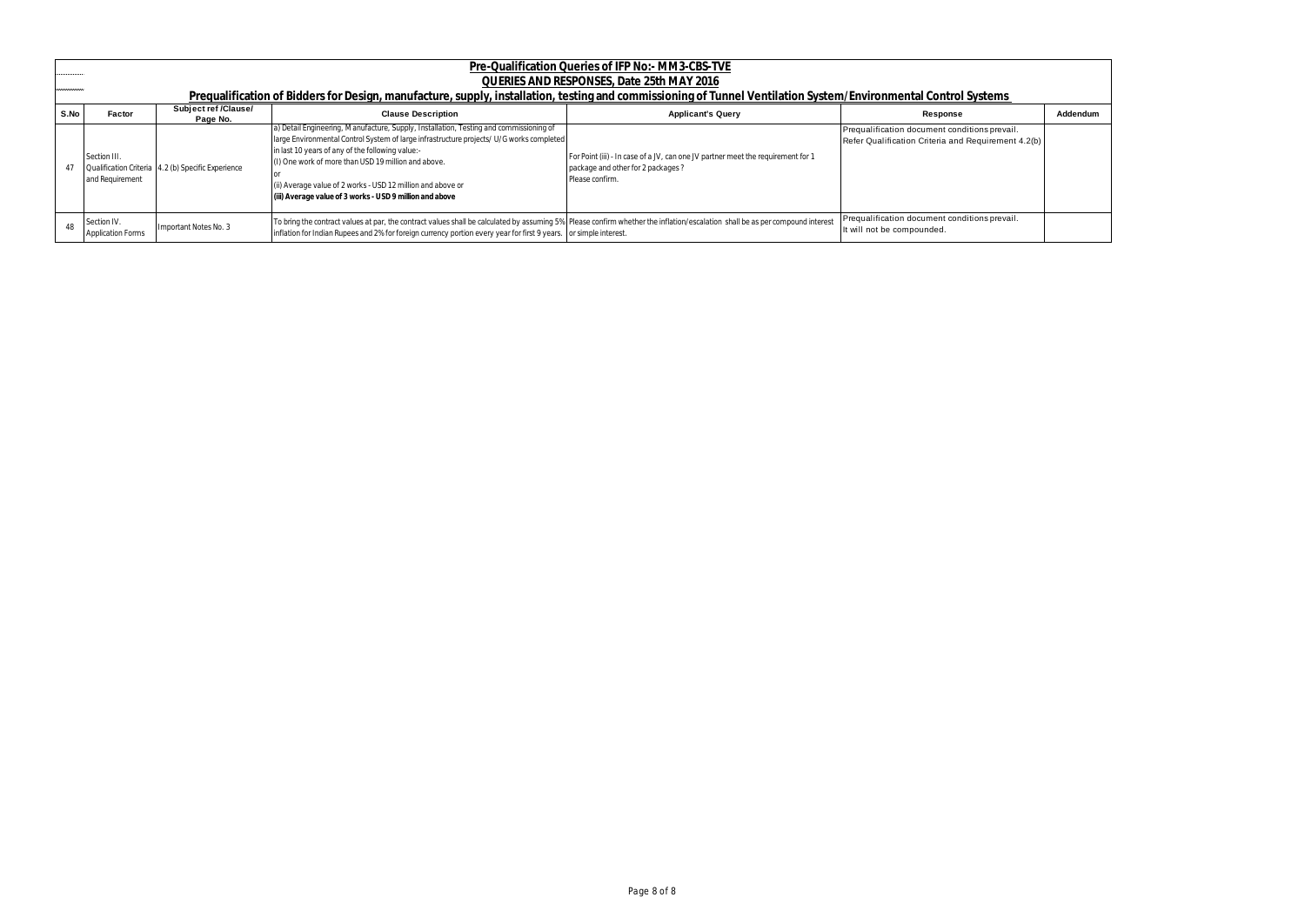## Pre-Qualification Queries of IFP No:- MM3-CBS-TVE

## QUERIES AND RESPONSES, Date 25th MAY 2016

## Prequalification of Bidders for Design, manufacture, supply, installation, testing and commissioning of Tunnel Ventilation System/Environmental Control Systems

| S.No | Factor | Subject ref /Clause/ Page No. | Clause Description | Applicant's Query | Response | Addendum |
|---|---|---|---|---|---|---|
| 47 | Section III. Qualification Criteria and Requirement | 4.2 (b) Specific Experience | a) Detail Engineering, Manufacture, Supply, Installation, Testing and commissioning of large Environmental Control System of large infrastructure projects/ U/G works completed in last 10 years of any of the following value:-<br>(I) One work of more than USD 19 million and above.<br>or<br>(ii) Average value of 2 works - USD 12 million and above or<br>**(iii) Average value of 3 works - USD 9 million and above** | For Point (iii) - In case of a JV, can one JV partner meet the requirement for 1 package and other for 2 packages ?<br>Please confirm. | Prequalification document conditions prevail.<br>Refer Qualification Criteria and Requirement 4.2(b) | |
| 48 | Section IV. Application Forms | Important Notes No. 3 | To bring the contract values at par, the contract values shall be calculated by assuming 5% inflation for Indian Rupees and 2% for foreign currency portion every year for first 9 years. | Please confirm whether the inflation/escalation shall be as per compound interest or simple interest. | Prequalification document conditions prevail.<br>It will not be compounded. | |